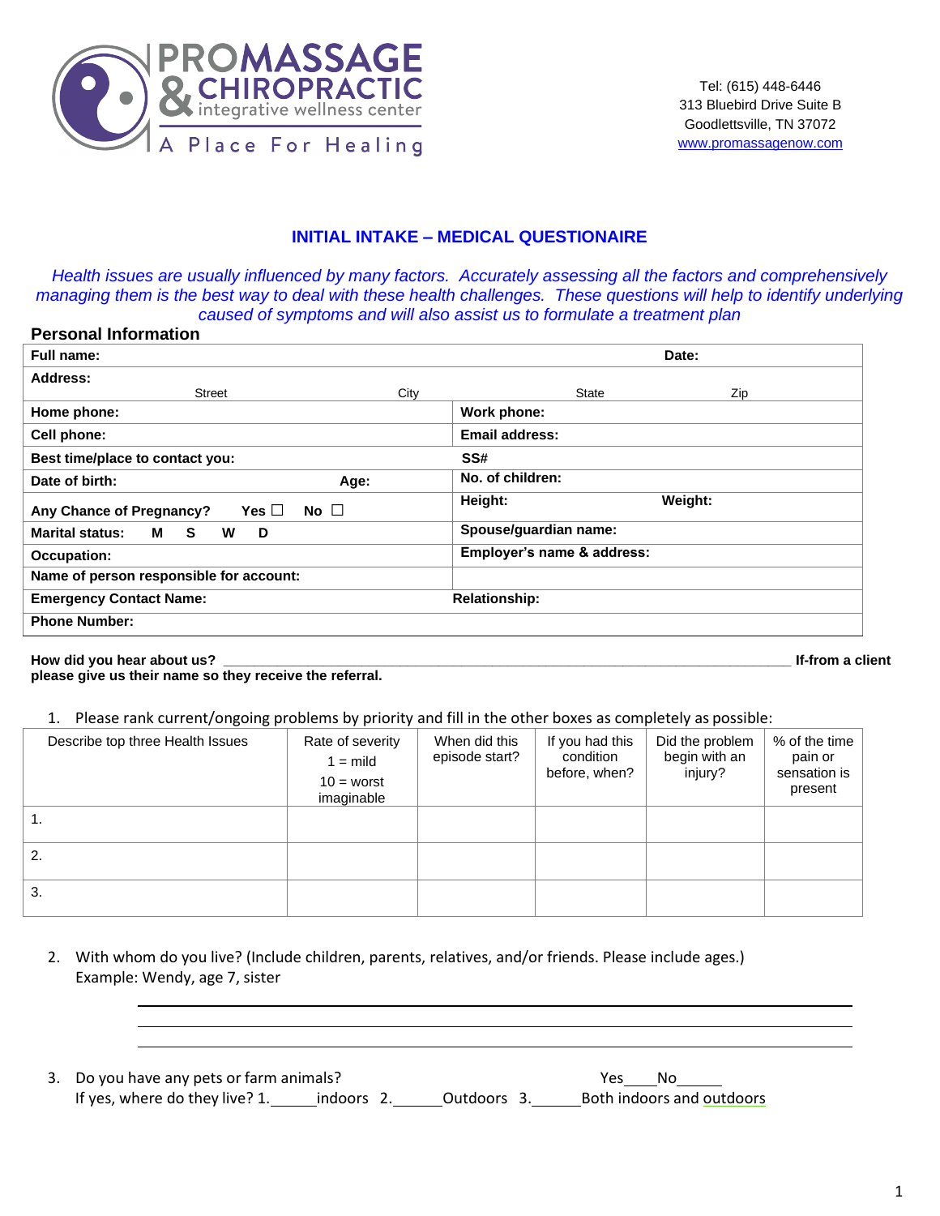PROMASSAGE & CHIROPRACTIC
integrative wellness center
A Place For Healing

Tel: (615) 448-6446
313 Bluebird Drive Suite B
Goodlettsville, TN 37072
www.promassagenow.com

## INITIAL INTAKE – MEDICAL QUESTIONAIRE

*Health issues are usually influenced by many factors. Accurately assessing all the factors and comprehensively managing them is the best way to deal with these health challenges. These questions will help to identify underlying caused of symptoms and will also assist us to formulate a treatment plan*

### Personal Information

| | |
|---|---|
| **Full name:** | **Date:** |
| **Address:** Street City | State Zip |
| **Home phone:** | **Work phone:** |
| **Cell phone:** | **Email address:** |
| **Best time/place to contact you:** | **SS#** |
| **Date of birth:** **Age:** | **No. of children:** |
| **Any Chance of Pregnancy?** Yes ☐ No ☐ | **Height:** **Weight:** |
| **Marital status:** M S W D | **Spouse/guardian name:** |
| **Occupation:** | **Employer's name & address:** |
| **Name of person responsible for account:** | |
| **Emergency Contact Name:** | **Relationship:** |
| **Phone Number:** | |

**How did you hear about us?** ____________________________________________ **If-from a client please give us their name so they receive the referral.**

1. Please rank current/ongoing problems by priority and fill in the other boxes as completely as possible:

| Describe top three Health Issues | Rate of severity 1 = mild 10 = worst imaginable | When did this episode start? | If you had this condition before, when? | Did the problem begin with an injury? | % of the time pain or sensation is present |
|---|---|---|---|---|---|
| 1. | | | | | |
| 2. | | | | | |
| 3. | | | | | |

2. With whom do you live? (Include children, parents, relatives, and/or friends. Please include ages.) Example: Wendy, age 7, sister

____________________________________________
____________________________________________
____________________________________________

3. Do you have any pets or farm animals? Yes____No_____
If yes, where do they live? 1._____indoors 2._____Outdoors 3._____Both indoors and outdoors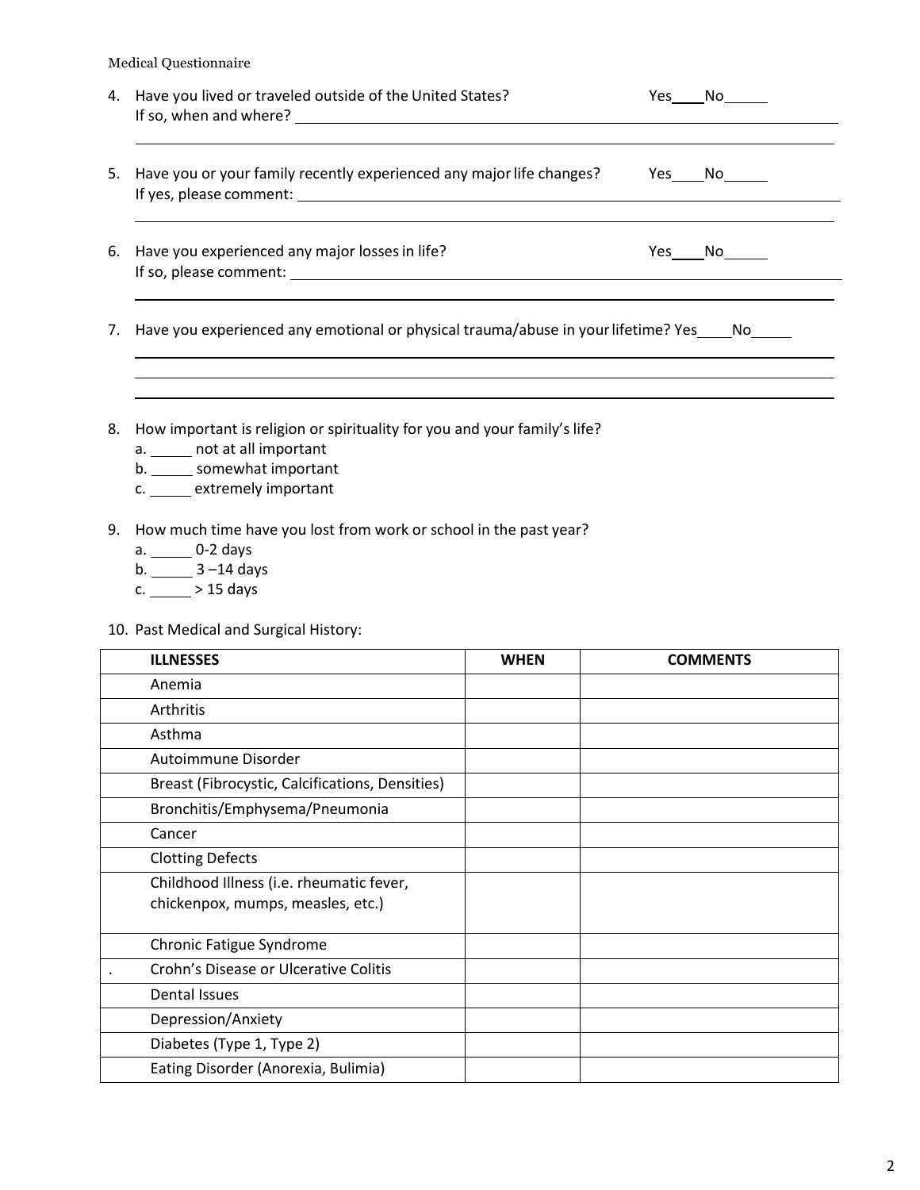Medical Questionnaire

4. Have you lived or traveled outside of the United States? Yes____No_____
   If so, when and where? ____________________________________________

5. Have you or your family recently experienced any major life changes? Yes____No_____
   If yes, please comment: ____________________________________________

6. Have you experienced any major losses in life? Yes____No_____
   If so, please comment: ____________________________________________

7. Have you experienced any emotional or physical trauma/abuse in your lifetime? Yes____No_____

8. How important is religion or spirituality for you and your family's life?
   a. _____ not at all important
   b. _____ somewhat important
   c. _____ extremely important

9. How much time have you lost from work or school in the past year?
   a. _____ 0-2 days
   b. _____ 3 –14 days
   c. _____ > 15 days

10. Past Medical and Surgical History:

| ILLNESSES | WHEN | COMMENTS |
|---|---|---|
| Anemia | | |
| Arthritis | | |
| Asthma | | |
| Autoimmune Disorder | | |
| Breast (Fibrocystic, Calcifications, Densities) | | |
| Bronchitis/Emphysema/Pneumonia | | |
| Cancer | | |
| Clotting Defects | | |
| Childhood Illness (i.e. rheumatic fever, chickenpox, mumps, measles, etc.) | | |
| Chronic Fatigue Syndrome | | |
| Crohn's Disease or Ulcerative Colitis | | |
| Dental Issues | | |
| Depression/Anxiety | | |
| Diabetes (Type 1, Type 2) | | |
| Eating Disorder (Anorexia, Bulimia) | | |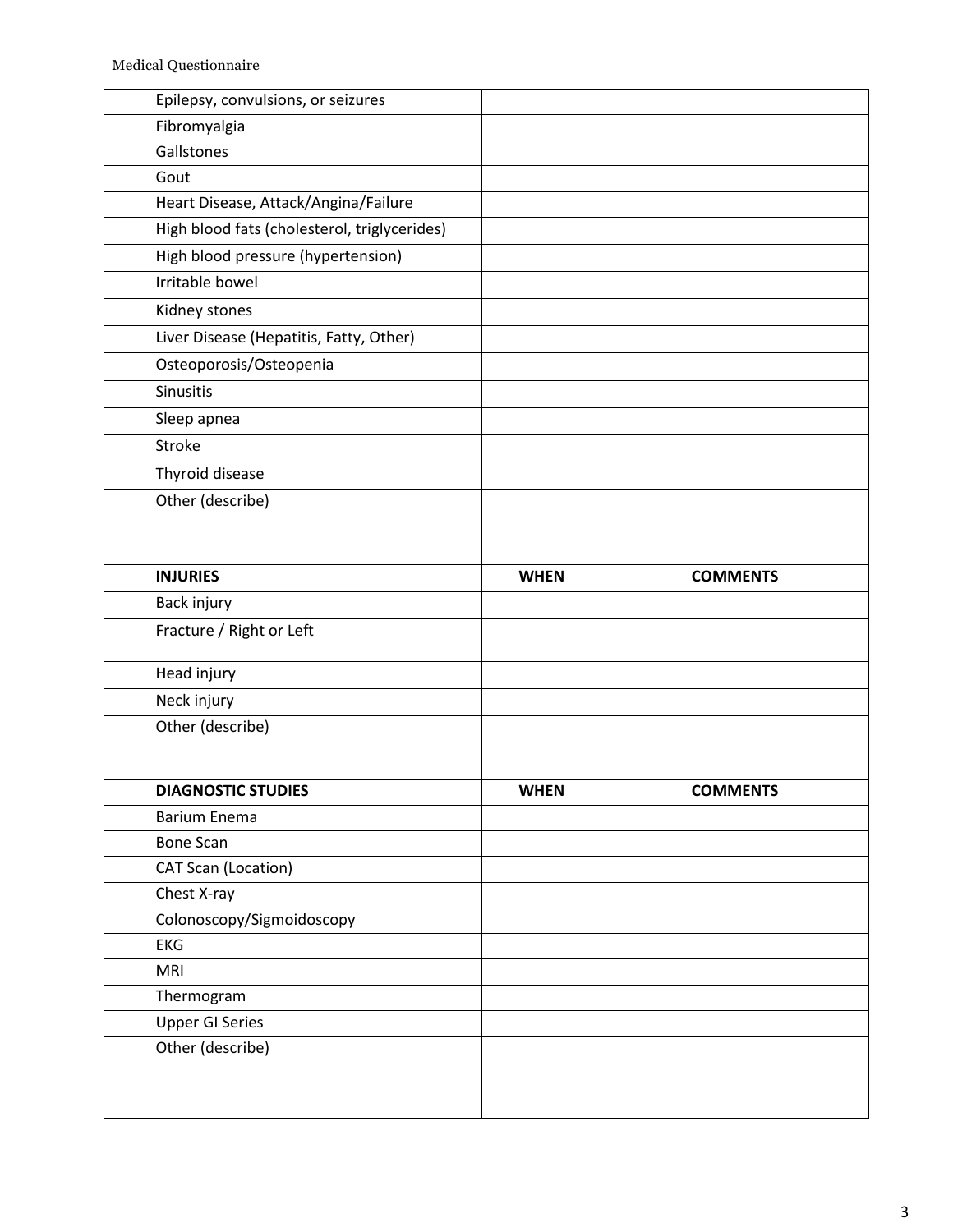| | | |
|---|---|---|
| Epilepsy, convulsions, or seizures | | |
| Fibromyalgia | | |
| Gallstones | | |
| Gout | | |
| Heart Disease, Attack/Angina/Failure | | |
| High blood fats (cholesterol, triglycerides) | | |
| High blood pressure (hypertension) | | |
| Irritable bowel | | |
| Kidney stones | | |
| Liver Disease (Hepatitis, Fatty, Other) | | |
| Osteoporosis/Osteopenia | | |
| Sinusitis | | |
| Sleep apnea | | |
| Stroke | | |
| Thyroid disease | | |
| Other (describe) | | |
| **INJURIES** | **WHEN** | **COMMENTS** |
| Back injury | | |
| Fracture / Right or Left | | |
| Head injury | | |
| Neck injury | | |
| Other (describe) | | |
| **DIAGNOSTIC STUDIES** | **WHEN** | **COMMENTS** |
| Barium Enema | | |
| Bone Scan | | |
| CAT Scan (Location) | | |
| Chest X-ray | | |
| Colonoscopy/Sigmoidoscopy | | |
| EKG | | |
| MRI | | |
| Thermogram | | |
| Upper GI Series | | |
| Other (describe) | | |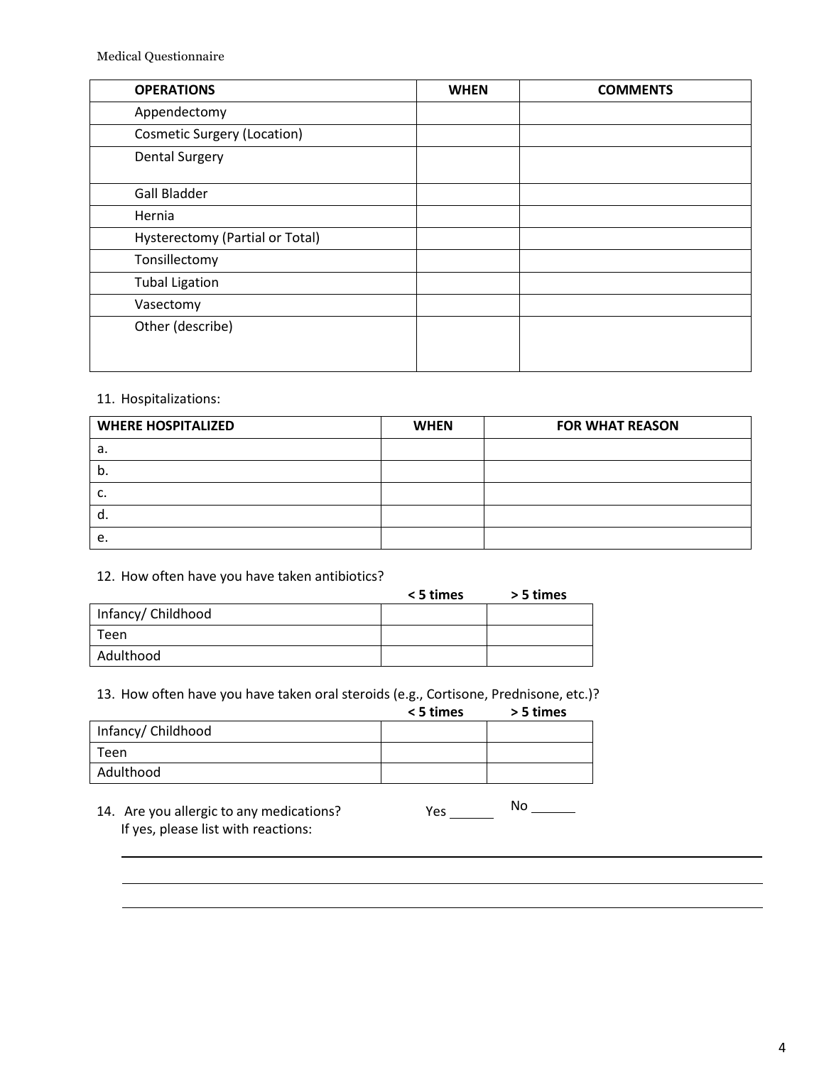| OPERATIONS | WHEN | COMMENTS |
| --- | --- | --- |
| Appendectomy | | |
| Cosmetic Surgery (Location) | | |
| Dental Surgery | | |
| Gall Bladder | | |
| Hernia | | |
| Hysterectomy (Partial or Total) | | |
| Tonsillectomy | | |
| Tubal Ligation | | |
| Vasectomy | | |
| Other (describe) | | |

11. Hospitalizations:

| WHERE HOSPITALIZED | WHEN | FOR WHAT REASON |
| --- | --- | --- |
| a. | | |
| b. | | |
| c. | | |
| d. | | |
| e. | | |

12. How often have you have taken antibiotics?

| | < 5 times | > 5 times |
| --- | --- | --- |
| Infancy/ Childhood | | |
| Teen | | |
| Adulthood | | |

13. How often have you have taken oral steroids (e.g., Cortisone, Prednisone, etc.)?

| | < 5 times | > 5 times |
| --- | --- | --- |
| Infancy/ Childhood | | |
| Teen | | |
| Adulthood | | |

14. Are you allergic to any medications? Yes ______ No ______
    If yes, please list with reactions:

______________________________________________________________________

______________________________________________________________________

______________________________________________________________________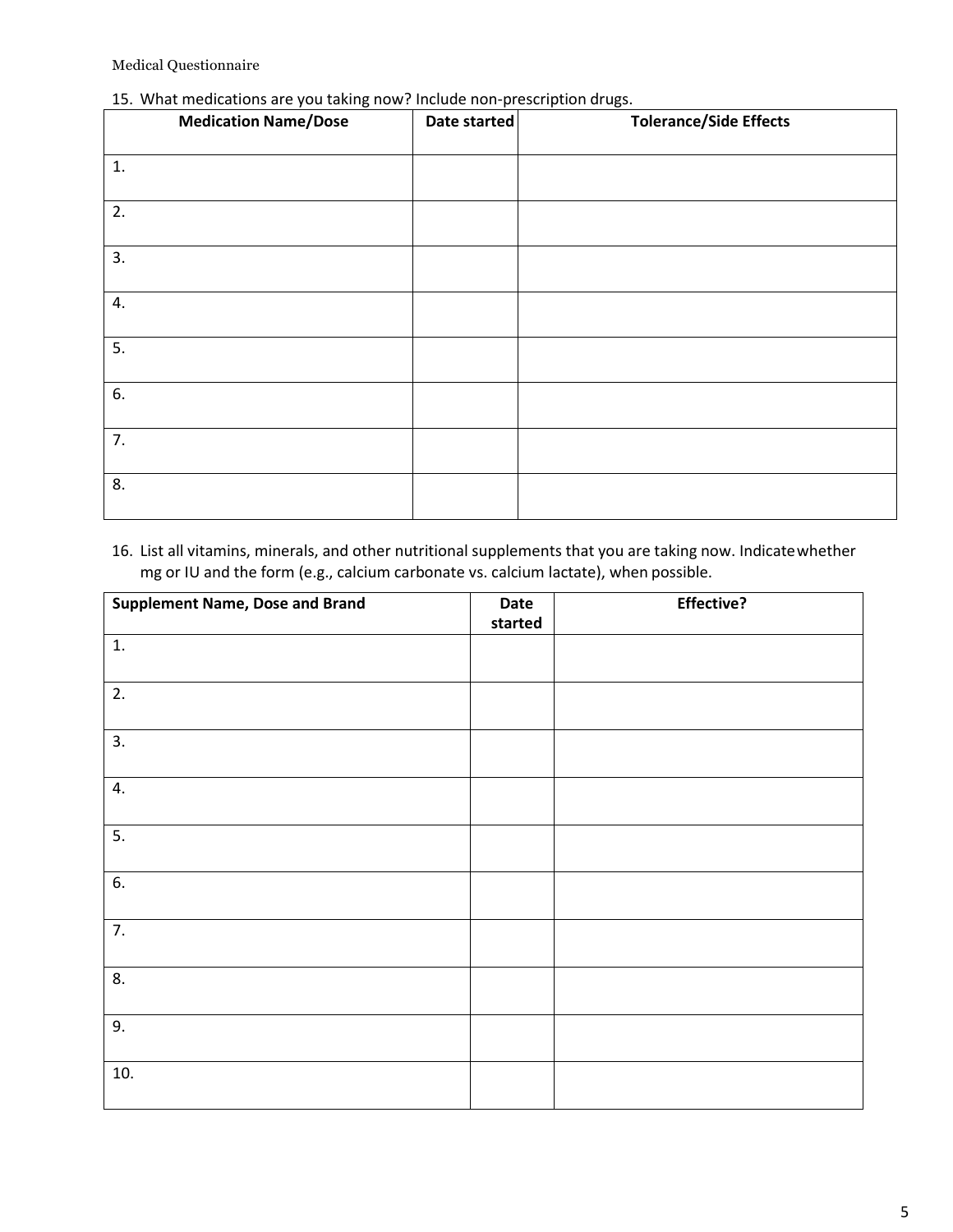15. What medications are you taking now? Include non-prescription drugs.

| Medication Name/Dose | Date started | Tolerance/Side Effects |
| --- | --- | --- |
| 1. | | |
| 2. | | |
| 3. | | |
| 4. | | |
| 5. | | |
| 6. | | |
| 7. | | |
| 8. | | |

16. List all vitamins, minerals, and other nutritional supplements that you are taking now. Indicate whether mg or IU and the form (e.g., calcium carbonate vs. calcium lactate), when possible.

| Supplement Name, Dose and Brand | Date started | Effective? |
| --- | --- | --- |
| 1. | | |
| 2. | | |
| 3. | | |
| 4. | | |
| 5. | | |
| 6. | | |
| 7. | | |
| 8. | | |
| 9. | | |
| 10. | | |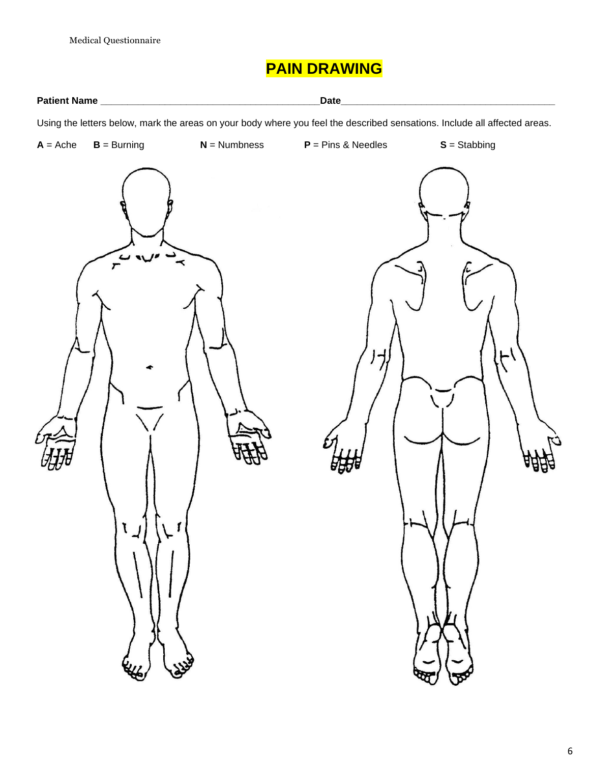# PAIN DRAWING

**Patient Name** ________________________________________ **Date** ________________________________________

Using the letters below, mark the areas on your body where you feel the described sensations. Include all affected areas.

**A** = Ache **B** = Burning **N** = Numbness **P** = Pins & Needles **S** = Stabbing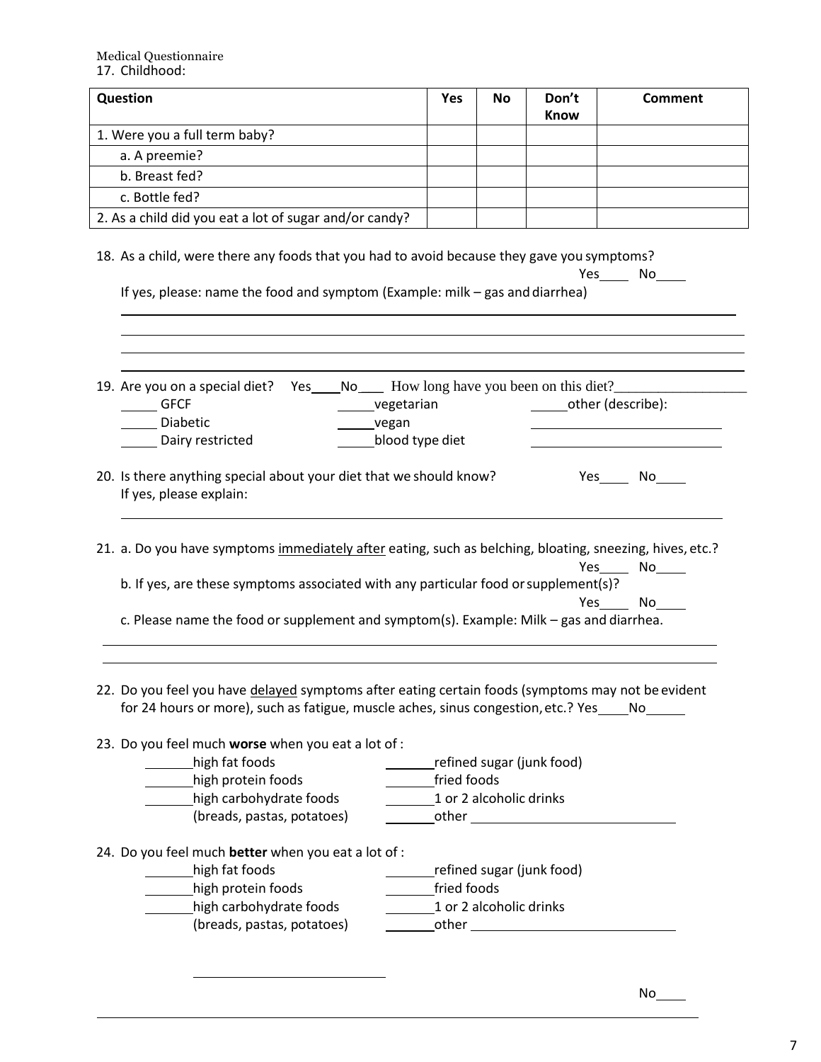Medical Questionnaire

17. Childhood:

| Question | Yes | No | Don't Know | Comment |
|---|---|---|---|---|
| 1. Were you a full term baby? | | | | |
| a. A preemie? | | | | |
| b. Breast fed? | | | | |
| c. Bottle fed? | | | | |
| 2. As a child did you eat a lot of sugar and/or candy? | | | | |

18. As a child, were there any foods that you had to avoid because they gave you symptoms? Yes____ No____

If yes, please: name the food and symptom (Example: milk – gas and diarrhea)

______________________________________________________________________________

______________________________________________________________________________

______________________________________________________________________________

______________________________________________________________________________

19. Are you on a special diet? Yes____No____ How long have you been on this diet?__________________

_____ GFCF _____vegetarian _____other (describe):

_____ Diabetic _____vegan ____________________________

_____ Dairy restricted _____blood type diet ____________________________

20. Is there anything special about your diet that we should know? Yes____ No____

If yes, please explain:

______________________________________________________________________________

21. a. Do you have symptoms immediately after eating, such as belching, bloating, sneezing, hives, etc.? Yes____ No____

b. If yes, are these symptoms associated with any particular food or supplement(s)? Yes____ No____

c. Please name the food or supplement and symptom(s). Example: Milk – gas and diarrhea.

______________________________________________________________________________

______________________________________________________________________________

22. Do you feel you have delayed symptoms after eating certain foods (symptoms may not be evident for 24 hours or more), such as fatigue, muscle aches, sinus congestion, etc.? Yes____No_____

23. Do you feel much **worse** when you eat a lot of :

_______high fat foods _______refined sugar (junk food)

_______high protein foods _______fried foods

_______high carbohydrate foods (breads, pastas, potatoes) _______1 or 2 alcoholic drinks

_______other ____________________________

24. Do you feel much **better** when you eat a lot of :

_______high fat foods _______refined sugar (junk food)

_______high protein foods _______fried foods

_______high carbohydrate foods (breads, pastas, potatoes) _______1 or 2 alcoholic drinks

_______other ____________________________

____________________________

No____

______________________________________________________________________________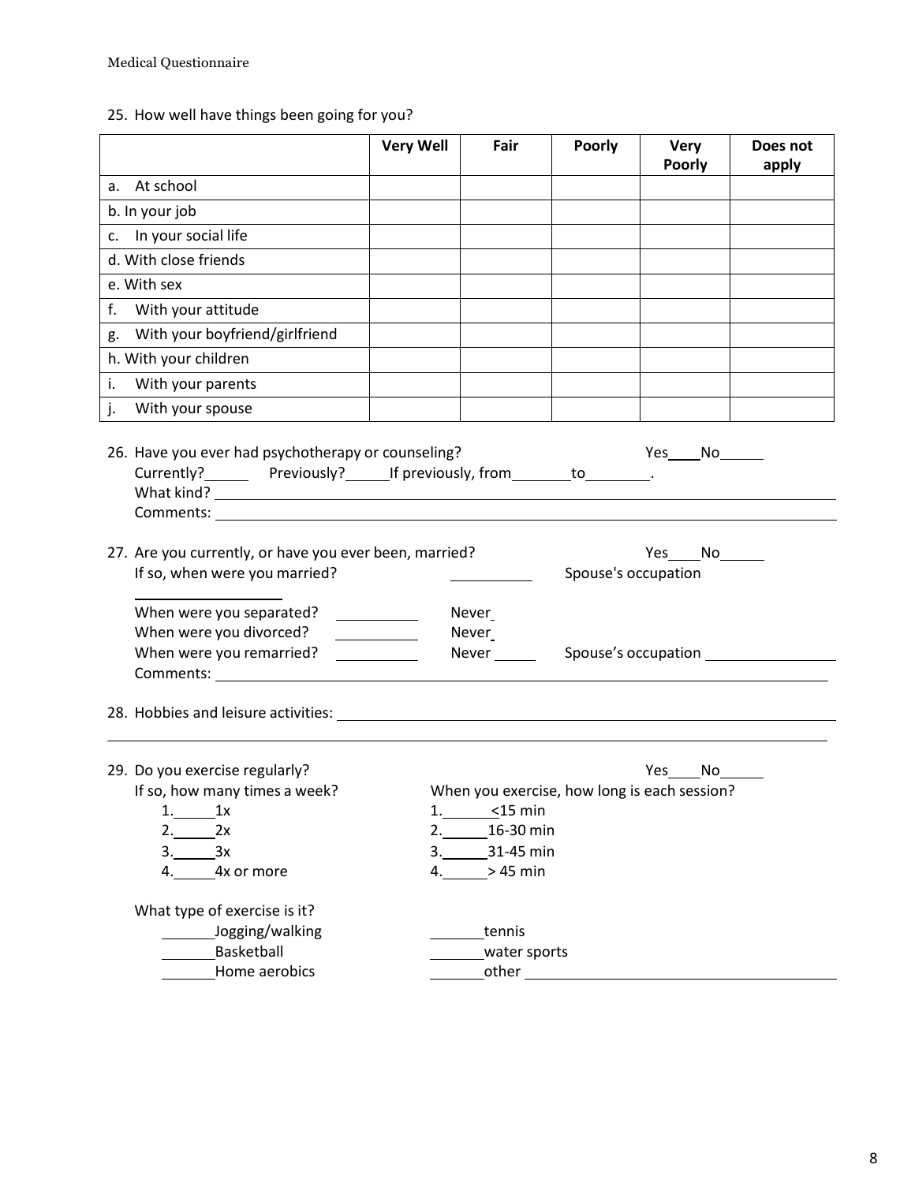25. How well have things been going for you?

| | Very Well | Fair | Poorly | Very Poorly | Does not apply |
|---|---|---|---|---|---|
| a. At school | | | | | |
| b. In your job | | | | | |
| c. In your social life | | | | | |
| d. With close friends | | | | | |
| e. With sex | | | | | |
| f. With your attitude | | | | | |
| g. With your boyfriend/girlfriend | | | | | |
| h. With your children | | | | | |
| i. With your parents | | | | | |
| j. With your spouse | | | | | |

26. Have you ever had psychotherapy or counseling? Yes____No______
    Currently?______ Previously?______If previously, from________to________.
    What kind? ____________________________________________
    Comments: ____________________________________________

27. Are you currently, or have you ever been, married? Yes____No______
    If so, when were you married? __________ Spouse's occupation ______________
    When were you separated? __________ Never_
    When were you divorced? __________ Never_
    When were you remarried? __________ Never _____ Spouse's occupation ______________
    Comments: ____________________________________________

28. Hobbies and leisure activities: ____________________________________________

29. Do you exercise regularly? Yes____No______

    If so, how many times a week?
    1.______1x
    2.______2x
    3.______3x
    4.______4x or more

    When you exercise, how long is each session?
    1.______<15 min
    2.______16-30 min
    3.______31-45 min
    4.______> 45 min

    What type of exercise is it?
    _______Jogging/walking
    _______Basketball
    _______Home aerobics
    _______tennis
    _______water sports
    _______other ______________________________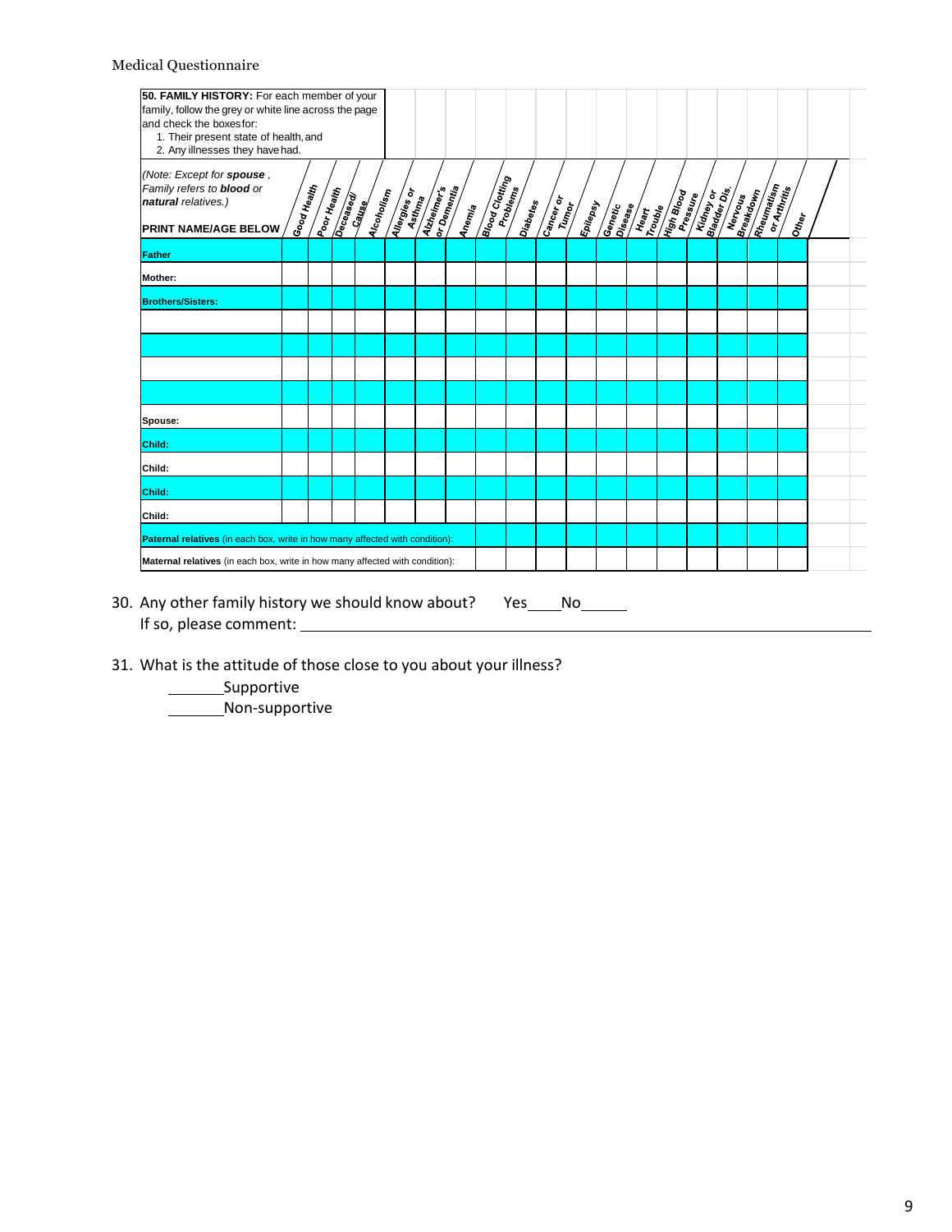**50. FAMILY HISTORY:** For each member of your family, follow the grey or white line across the page and check the boxes for:
1. Their present state of health, and
2. Any illnesses they have had.

(Note: Except for **spouse**, Family refers to **blood** or **natural** relatives.)

| PRINT NAME/AGE BELOW | Good Health | Poor Health | Deceased/ Cause | Alcoholism | Allergies or Asthma | Alzheimer's or Dementia | Anemia | Blood Clotting Problems | Diabetes | Cancer or Tumor | Epilepsy | Genetic Disease | Heart Trouble | High Blood Pressure | Kidney or Bladder Dis. | Nervous Breakdown | Rheumatism or Arthritis | Other |
|---|---|---|---|---|---|---|---|---|---|---|---|---|---|---|---|---|---|---|
| **Father** | | | | | | | | | | | | | | | | | | |
| **Mother:** | | | | | | | | | | | | | | | | | | |
| **Brothers/Sisters:** | | | | | | | | | | | | | | | | | | |
| | | | | | | | | | | | | | | | | | | |
| | | | | | | | | | | | | | | | | | | |
| | | | | | | | | | | | | | | | | | | |
| | | | | | | | | | | | | | | | | | | |
| **Spouse:** | | | | | | | | | | | | | | | | | | |
| **Child:** | | | | | | | | | | | | | | | | | | |
| **Child:** | | | | | | | | | | | | | | | | | | |
| **Child:** | | | | | | | | | | | | | | | | | | |
| **Child:** | | | | | | | | | | | | | | | | | | |
| **Paternal relatives** (in each box, write in how many affected with condition): | | | | | | | | | | | | | | | | | | |
| **Maternal relatives** (in each box, write in how many affected with condition): | | | | | | | | | | | | | | | | | | |

30. Any other family history we should know about? Yes____No______
If so, please comment: ______________________________________________

31. What is the attitude of those close to you about your illness?
_______Supportive
_______Non-supportive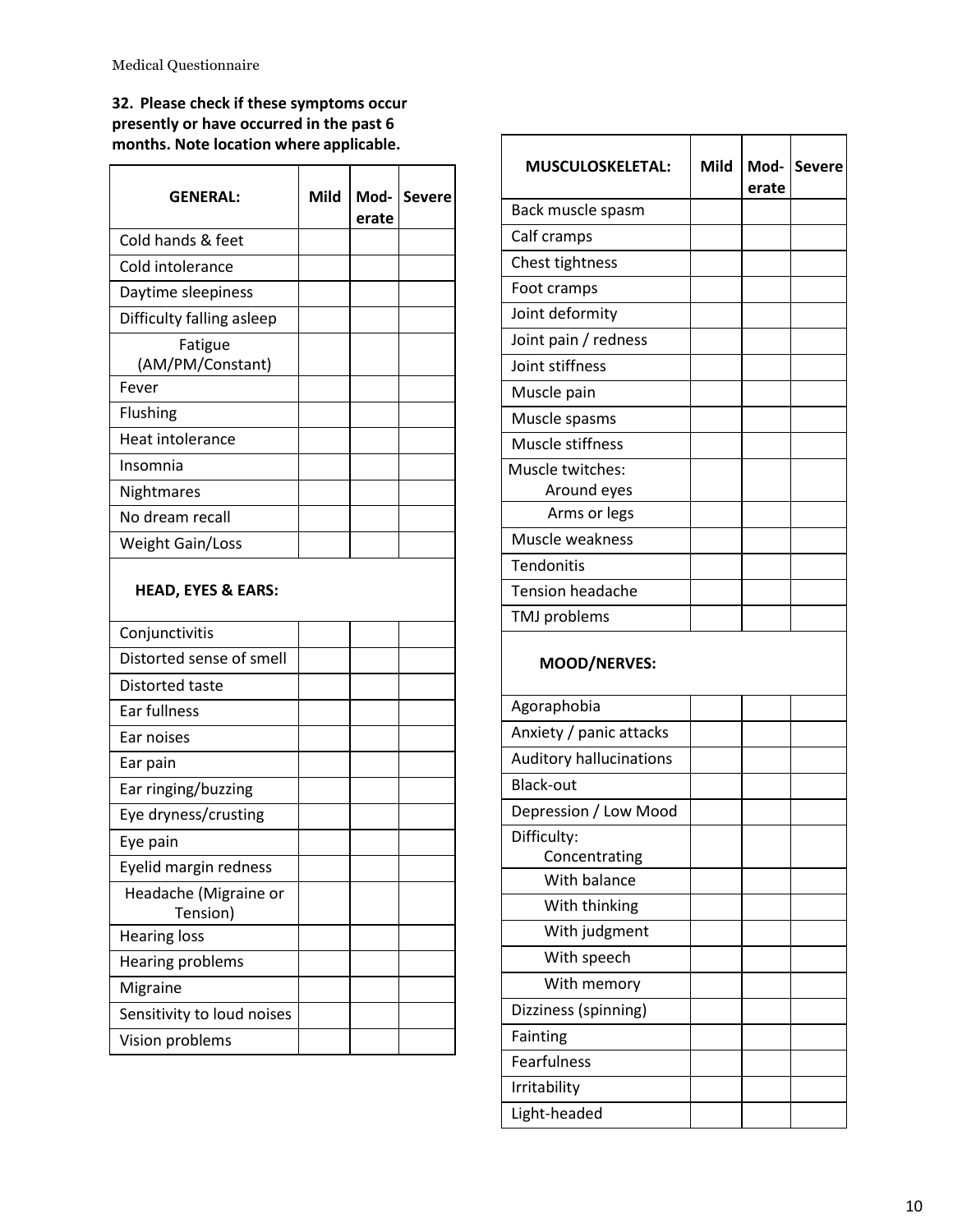**32. Please check if these symptoms occur presently or have occurred in the past 6 months. Note location where applicable.**

| GENERAL: | Mild | Mod-erate | Severe |
|---|---|---|---|
| Cold hands & feet | | | |
| Cold intolerance | | | |
| Daytime sleepiness | | | |
| Difficulty falling asleep | | | |
| Fatigue (AM/PM/Constant) | | | |
| Fever | | | |
| Flushing | | | |
| Heat intolerance | | | |
| Insomnia | | | |
| Nightmares | | | |
| No dream recall | | | |
| Weight Gain/Loss | | | |
| **HEAD, EYES & EARS:** | | | |
| Conjunctivitis | | | |
| Distorted sense of smell | | | |
| Distorted taste | | | |
| Ear fullness | | | |
| Ear noises | | | |
| Ear pain | | | |
| Ear ringing/buzzing | | | |
| Eye dryness/crusting | | | |
| Eye pain | | | |
| Eyelid margin redness | | | |
| Headache (Migraine or Tension) | | | |
| Hearing loss | | | |
| Hearing problems | | | |
| Migraine | | | |
| Sensitivity to loud noises | | | |
| Vision problems | | | |

| MUSCULOSKELETAL: | Mild | Mod-erate | Severe |
|---|---|---|---|
| Back muscle spasm | | | |
| Calf cramps | | | |
| Chest tightness | | | |
| Foot cramps | | | |
| Joint deformity | | | |
| Joint pain / redness | | | |
| Joint stiffness | | | |
| Muscle pain | | | |
| Muscle spasms | | | |
| Muscle stiffness | | | |
| Muscle twitches: Around eyes | | | |
| Arms or legs | | | |
| Muscle weakness | | | |
| Tendonitis | | | |
| Tension headache | | | |
| TMJ problems | | | |
| **MOOD/NERVES:** | | | |
| Agoraphobia | | | |
| Anxiety / panic attacks | | | |
| Auditory hallucinations | | | |
| Black-out | | | |
| Depression / Low Mood | | | |
| Difficulty: Concentrating | | | |
| With balance | | | |
| With thinking | | | |
| With judgment | | | |
| With speech | | | |
| With memory | | | |
| Dizziness (spinning) | | | |
| Fainting | | | |
| Fearfulness | | | |
| Irritability | | | |
| Light-headed | | | |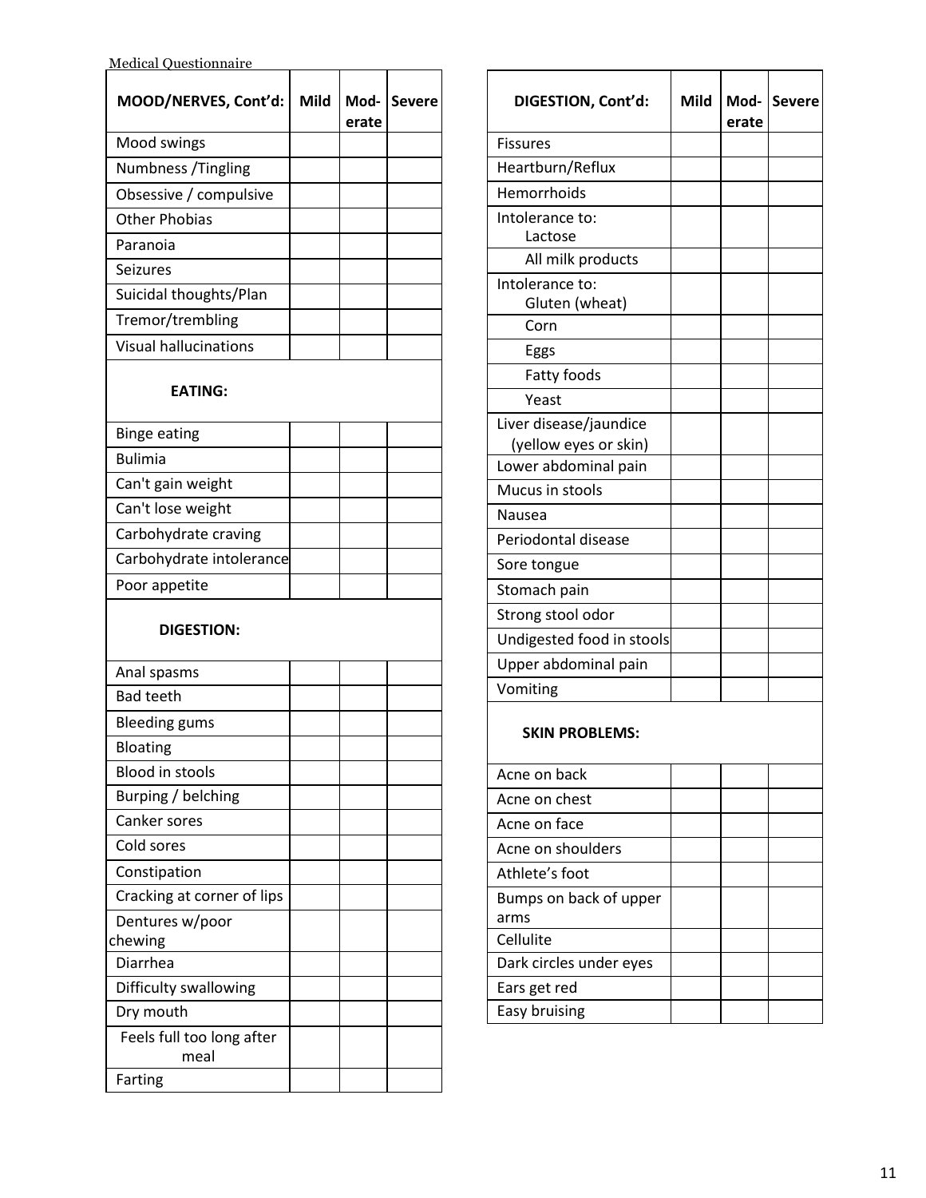Medical Questionnaire

| MOOD/NERVES, Cont'd: | Mild | Mod-erate | Severe |
| --- | --- | --- | --- |
| Mood swings | | | |
| Numbness /Tingling | | | |
| Obsessive / compulsive | | | |
| Other Phobias | | | |
| Paranoia | | | |
| Seizures | | | |
| Suicidal thoughts/Plan | | | |
| Tremor/trembling | | | |
| Visual hallucinations | | | |
| **EATING:** | | | |
| Binge eating | | | |
| Bulimia | | | |
| Can't gain weight | | | |
| Can't lose weight | | | |
| Carbohydrate craving | | | |
| Carbohydrate intolerance | | | |
| Poor appetite | | | |
| **DIGESTION:** | | | |
| Anal spasms | | | |
| Bad teeth | | | |
| Bleeding gums | | | |
| Bloating | | | |
| Blood in stools | | | |
| Burping / belching | | | |
| Canker sores | | | |
| Cold sores | | | |
| Constipation | | | |
| Cracking at corner of lips | | | |
| Dentures w/poor chewing | | | |
| Diarrhea | | | |
| Difficulty swallowing | | | |
| Dry mouth | | | |
| Feels full too long after meal | | | |
| Farting | | | |

| DIGESTION, Cont'd: | Mild | Mod-erate | Severe |
| --- | --- | --- | --- |
| Fissures | | | |
| Heartburn/Reflux | | | |
| Hemorrhoids | | | |
| Intolerance to: Lactose | | | |
| All milk products | | | |
| Intolerance to: Gluten (wheat) | | | |
| Corn | | | |
| Eggs | | | |
| Fatty foods | | | |
| Yeast | | | |
| Liver disease/jaundice (yellow eyes or skin) | | | |
| Lower abdominal pain | | | |
| Mucus in stools | | | |
| Nausea | | | |
| Periodontal disease | | | |
| Sore tongue | | | |
| Stomach pain | | | |
| Strong stool odor | | | |
| Undigested food in stools | | | |
| Upper abdominal pain | | | |
| Vomiting | | | |
| **SKIN PROBLEMS:** | | | |
| Acne on back | | | |
| Acne on chest | | | |
| Acne on face | | | |
| Acne on shoulders | | | |
| Athlete's foot | | | |
| Bumps on back of upper arms | | | |
| Cellulite | | | |
| Dark circles under eyes | | | |
| Ears get red | | | |
| Easy bruising | | | |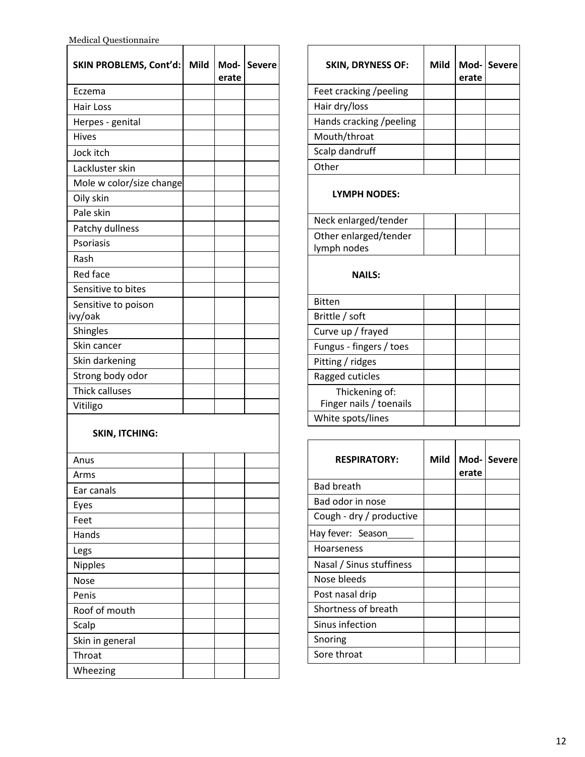Medical Questionnaire

| SKIN PROBLEMS, Cont'd: | Mild | Mod-erate | Severe |
|---|---|---|---|
| Eczema | | | |
| Hair Loss | | | |
| Herpes - genital | | | |
| Hives | | | |
| Jock itch | | | |
| Lackluster skin | | | |
| Mole w color/size change | | | |
| Oily skin | | | |
| Pale skin | | | |
| Patchy dullness | | | |
| Psoriasis | | | |
| Rash | | | |
| Red face | | | |
| Sensitive to bites | | | |
| Sensitive to poison ivy/oak | | | |
| Shingles | | | |
| Skin cancer | | | |
| Skin darkening | | | |
| Strong body odor | | | |
| Thick calluses | | | |
| Vitiligo | | | |
| **SKIN, ITCHING:** | | | |
| Anus | | | |
| Arms | | | |
| Ear canals | | | |
| Eyes | | | |
| Feet | | | |
| Hands | | | |
| Legs | | | |
| Nipples | | | |
| Nose | | | |
| Penis | | | |
| Roof of mouth | | | |
| Scalp | | | |
| Skin in general | | | |
| Throat | | | |
| Wheezing | | | |

| SKIN, DRYNESS OF: | Mild | Mod-erate | Severe |
|---|---|---|---|
| Feet cracking /peeling | | | |
| Hair dry/loss | | | |
| Hands cracking /peeling | | | |
| Mouth/throat | | | |
| Scalp dandruff | | | |
| Other | | | |
| **LYMPH NODES:** | | | |
| Neck enlarged/tender | | | |
| Other enlarged/tender lymph nodes | | | |
| **NAILS:** | | | |
| Bitten | | | |
| Brittle / soft | | | |
| Curve up / frayed | | | |
| Fungus - fingers / toes | | | |
| Pitting / ridges | | | |
| Ragged cuticles | | | |
| Thickening of: Finger nails / toenails | | | |
| White spots/lines | | | |

| RESPIRATORY: | Mild | Mod-erate | Severe |
|---|---|---|---|
| Bad breath | | | |
| Bad odor in nose | | | |
| Cough - dry / productive | | | |
| Hay fever: Season_____ | | | |
| Hoarseness | | | |
| Nasal / Sinus stuffiness | | | |
| Nose bleeds | | | |
| Post nasal drip | | | |
| Shortness of breath | | | |
| Sinus infection | | | |
| Snoring | | | |
| Sore throat | | | |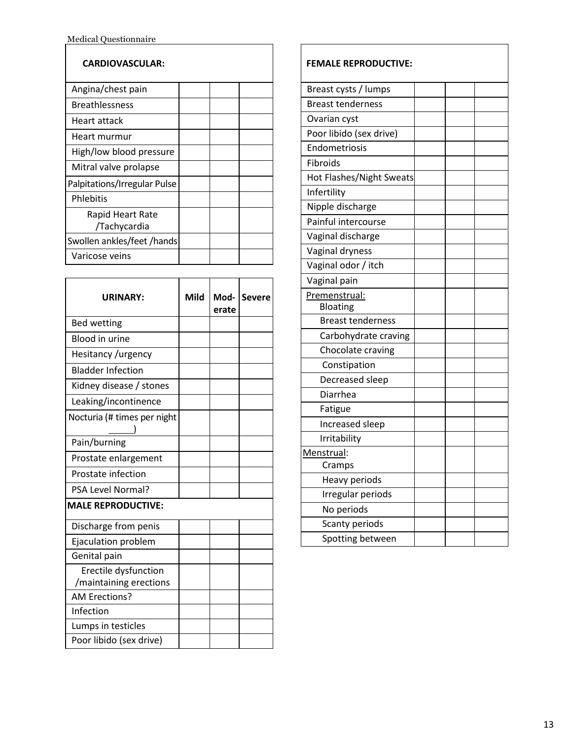Medical Questionnaire

| CARDIOVASCULAR: | | | |
|---|---|---|---|
| Angina/chest pain | | | |
| Breathlessness | | | |
| Heart attack | | | |
| Heart murmur | | | |
| High/low blood pressure | | | |
| Mitral valve prolapse | | | |
| Palpitations/Irregular Pulse | | | |
| Phlebitis | | | |
| Rapid Heart Rate /Tachycardia | | | |
| Swollen ankles/feet /hands | | | |
| Varicose veins | | | |

| URINARY: | Mild | Mod-erate | Severe |
|---|---|---|---|
| Bed wetting | | | |
| Blood in urine | | | |
| Hesitancy /urgency | | | |
| Bladder Infection | | | |
| Kidney disease / stones | | | |
| Leaking/incontinence | | | |
| Nocturia (# times per night _____) | | | |
| Pain/burning | | | |
| Prostate enlargement | | | |
| Prostate infection | | | |
| PSA Level Normal? | | | |
| **MALE REPRODUCTIVE:** | | | |
| Discharge from penis | | | |
| Ejaculation problem | | | |
| Genital pain | | | |
| Erectile dysfunction /maintaining erections | | | |
| AM Erections? | | | |
| Infection | | | |
| Lumps in testicles | | | |
| Poor libido (sex drive) | | | |

| FEMALE REPRODUCTIVE: | | | |
|---|---|---|---|
| Breast cysts / lumps | | | |
| Breast tenderness | | | |
| Ovarian cyst | | | |
| Poor libido (sex drive) | | | |
| Endometriosis | | | |
| Fibroids | | | |
| Hot Flashes/Night Sweats | | | |
| Infertility | | | |
| Nipple discharge | | | |
| Painful intercourse | | | |
| Vaginal discharge | | | |
| Vaginal dryness | | | |
| Vaginal odor / itch | | | |
| Vaginal pain | | | |
| Premenstrual: Bloating | | | |
| Breast tenderness | | | |
| Carbohydrate craving | | | |
| Chocolate craving | | | |
| Constipation | | | |
| Decreased sleep | | | |
| Diarrhea | | | |
| Fatigue | | | |
| Increased sleep | | | |
| Irritability | | | |
| Menstrual: Cramps | | | |
| Heavy periods | | | |
| Irregular periods | | | |
| No periods | | | |
| Scanty periods | | | |
| Spotting between | | | |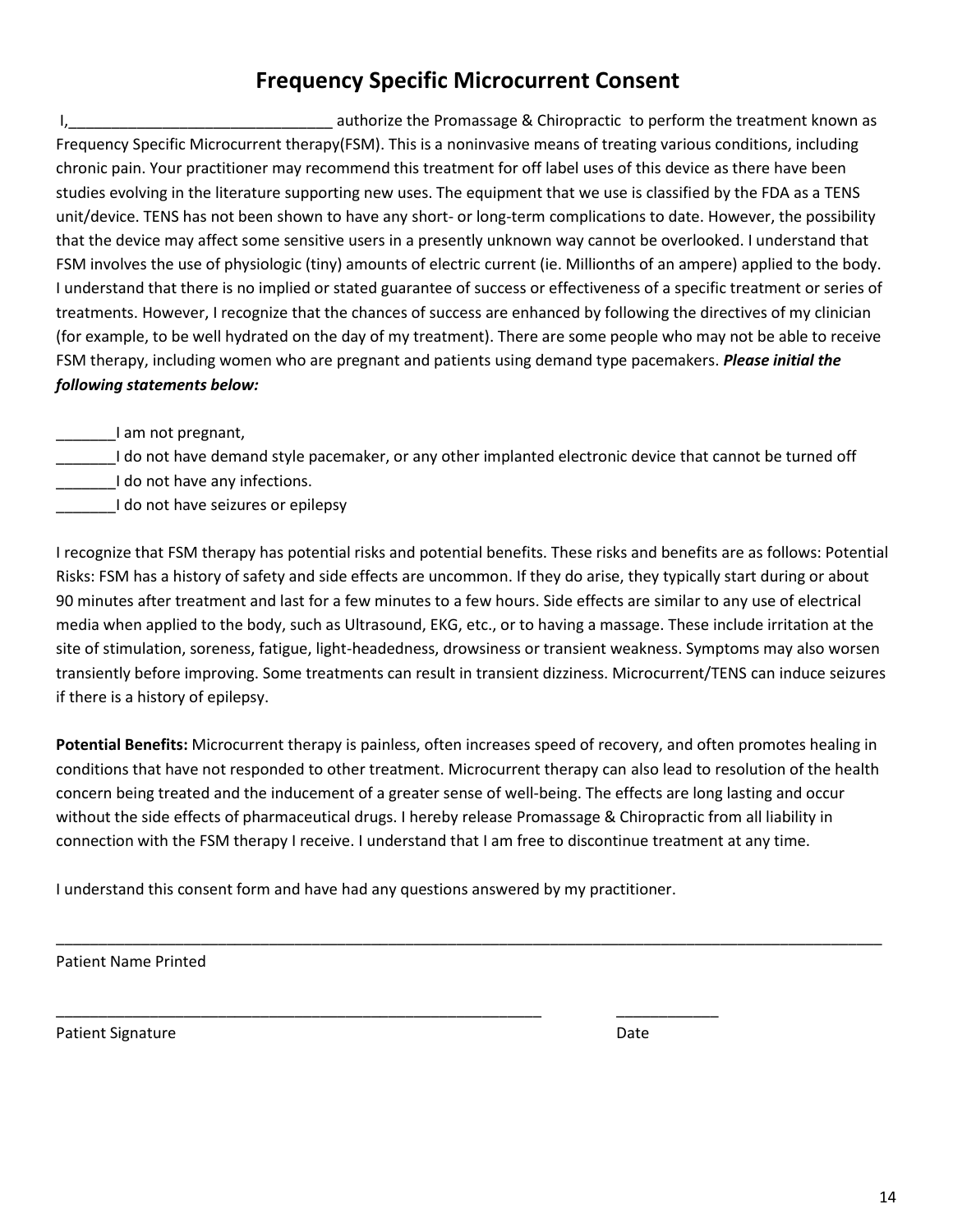# Frequency Specific Microcurrent Consent

I,_______________________________ authorize the Promassage & Chiropractic to perform the treatment known as Frequency Specific Microcurrent therapy(FSM). This is a noninvasive means of treating various conditions, including chronic pain. Your practitioner may recommend this treatment for off label uses of this device as there have been studies evolving in the literature supporting new uses. The equipment that we use is classified by the FDA as a TENS unit/device. TENS has not been shown to have any short- or long-term complications to date. However, the possibility that the device may affect some sensitive users in a presently unknown way cannot be overlooked. I understand that FSM involves the use of physiologic (tiny) amounts of electric current (ie. Millionths of an ampere) applied to the body. I understand that there is no implied or stated guarantee of success or effectiveness of a specific treatment or series of treatments. However, I recognize that the chances of success are enhanced by following the directives of my clinician (for example, to be well hydrated on the day of my treatment). There are some people who may not be able to receive FSM therapy, including women who are pregnant and patients using demand type pacemakers. ***Please initial the following statements below:***

_______I am not pregnant,

_______I do not have demand style pacemaker, or any other implanted electronic device that cannot be turned off

_______I do not have any infections.

_______I do not have seizures or epilepsy

I recognize that FSM therapy has potential risks and potential benefits. These risks and benefits are as follows: Potential Risks: FSM has a history of safety and side effects are uncommon. If they do arise, they typically start during or about 90 minutes after treatment and last for a few minutes to a few hours. Side effects are similar to any use of electrical media when applied to the body, such as Ultrasound, EKG, etc., or to having a massage. These include irritation at the site of stimulation, soreness, fatigue, light-headedness, drowsiness or transient weakness. Symptoms may also worsen transiently before improving. Some treatments can result in transient dizziness. Microcurrent/TENS can induce seizures if there is a history of epilepsy.

**Potential Benefits:** Microcurrent therapy is painless, often increases speed of recovery, and often promotes healing in conditions that have not responded to other treatment. Microcurrent therapy can also lead to resolution of the health concern being treated and the inducement of a greater sense of well-being. The effects are long lasting and occur without the side effects of pharmaceutical drugs. I hereby release Promassage & Chiropractic from all liability in connection with the FSM therapy I receive. I understand that I am free to discontinue treatment at any time.

I understand this consent form and have had any questions answered by my practitioner.

_____________________________________________________________________________________________

Patient Name Printed

____________________________________________________________ ____________

Patient Signature Date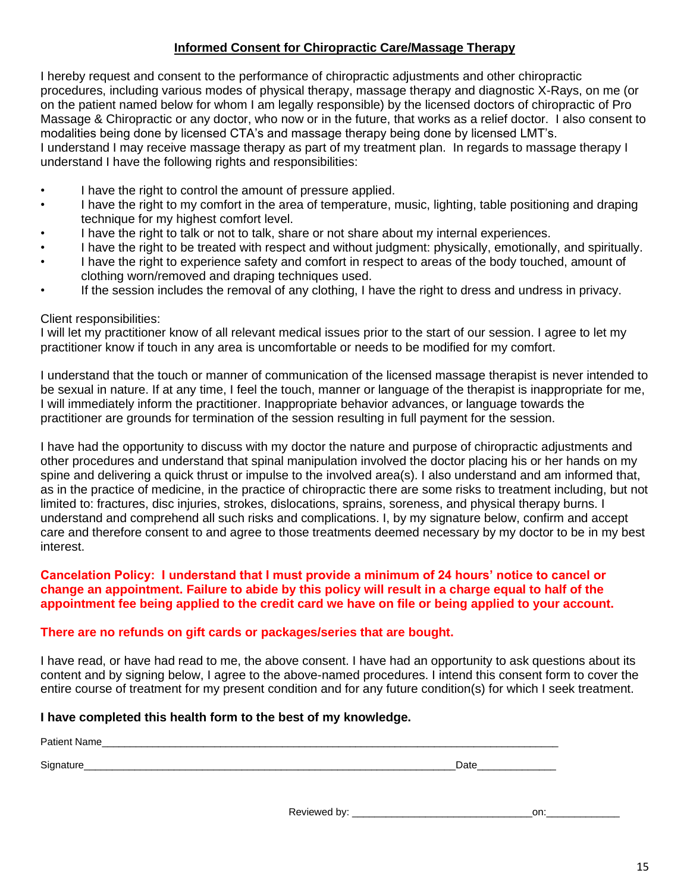## Informed Consent for Chiropractic Care/Massage Therapy

I hereby request and consent to the performance of chiropractic adjustments and other chiropractic procedures, including various modes of physical therapy, massage therapy and diagnostic X-Rays, on me (or on the patient named below for whom I am legally responsible) by the licensed doctors of chiropractic of Pro Massage & Chiropractic or any doctor, who now or in the future, that works as a relief doctor. I also consent to modalities being done by licensed CTA's and massage therapy being done by licensed LMT's.
I understand I may receive massage therapy as part of my treatment plan. In regards to massage therapy I understand I have the following rights and responsibilities:

- I have the right to control the amount of pressure applied.
- I have the right to my comfort in the area of temperature, music, lighting, table positioning and draping technique for my highest comfort level.
- I have the right to talk or not to talk, share or not share about my internal experiences.
- I have the right to be treated with respect and without judgment: physically, emotionally, and spiritually.
- I have the right to experience safety and comfort in respect to areas of the body touched, amount of clothing worn/removed and draping techniques used.
- If the session includes the removal of any clothing, I have the right to dress and undress in privacy.

Client responsibilities:
I will let my practitioner know of all relevant medical issues prior to the start of our session. I agree to let my practitioner know if touch in any area is uncomfortable or needs to be modified for my comfort.

I understand that the touch or manner of communication of the licensed massage therapist is never intended to be sexual in nature. If at any time, I feel the touch, manner or language of the therapist is inappropriate for me, I will immediately inform the practitioner. Inappropriate behavior advances, or language towards the practitioner are grounds for termination of the session resulting in full payment for the session.

I have had the opportunity to discuss with my doctor the nature and purpose of chiropractic adjustments and other procedures and understand that spinal manipulation involved the doctor placing his or her hands on my spine and delivering a quick thrust or impulse to the involved area(s). I also understand and am informed that, as in the practice of medicine, in the practice of chiropractic there are some risks to treatment including, but not limited to: fractures, disc injuries, strokes, dislocations, sprains, soreness, and physical therapy burns. I understand and comprehend all such risks and complications. I, by my signature below, confirm and accept care and therefore consent to and agree to those treatments deemed necessary by my doctor to be in my best interest.

**Cancelation Policy: I understand that I must provide a minimum of 24 hours' notice to cancel or change an appointment. Failure to abide by this policy will result in a charge equal to half of the appointment fee being applied to the credit card we have on file or being applied to your account.**

**There are no refunds on gift cards or packages/series that are bought.**

I have read, or have had read to me, the above consent. I have had an opportunity to ask questions about its content and by signing below, I agree to the above-named procedures. I intend this consent form to cover the entire course of treatment for my present condition and for any future condition(s) for which I seek treatment.

**I have completed this health form to the best of my knowledge.**

Patient Name_______________________________________________________________________________

Signature__________________________________________________________________Date______________

Reviewed by: _________________________________on:_____________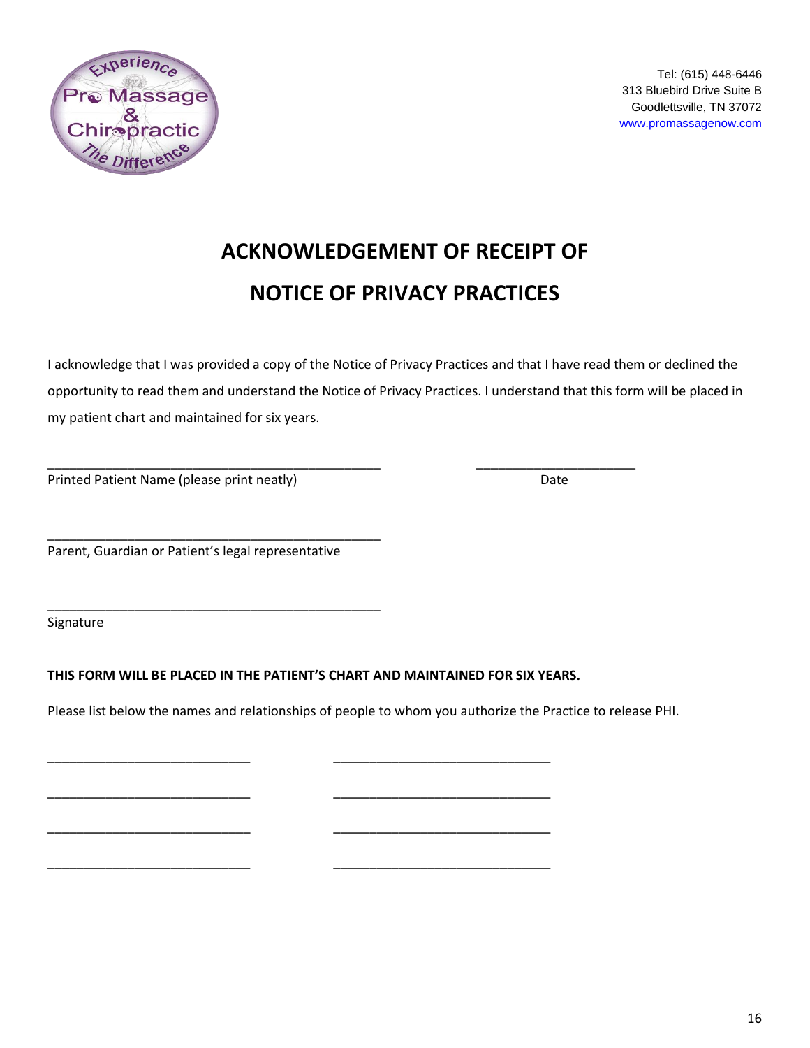Tel: (615) 448-6446
313 Bluebird Drive Suite B
Goodlettsville, TN 37072
www.promassagenow.com

# ACKNOWLEDGEMENT OF RECEIPT OF NOTICE OF PRIVACY PRACTICES

I acknowledge that I was provided a copy of the Notice of Privacy Practices and that I have read them or declined the opportunity to read them and understand the Notice of Privacy Practices. I understand that this form will be placed in my patient chart and maintained for six years.

_______________________________________________ ______________________

Printed Patient Name (please print neatly) Date

_______________________________________________

Parent, Guardian or Patient's legal representative

_______________________________________________

Signature

**THIS FORM WILL BE PLACED IN THE PATIENT'S CHART AND MAINTAINED FOR SIX YEARS.**

Please list below the names and relationships of people to whom you authorize the Practice to release PHI.

_____________________________ _______________________________

_____________________________ _______________________________

_____________________________ _______________________________

_____________________________ _______________________________